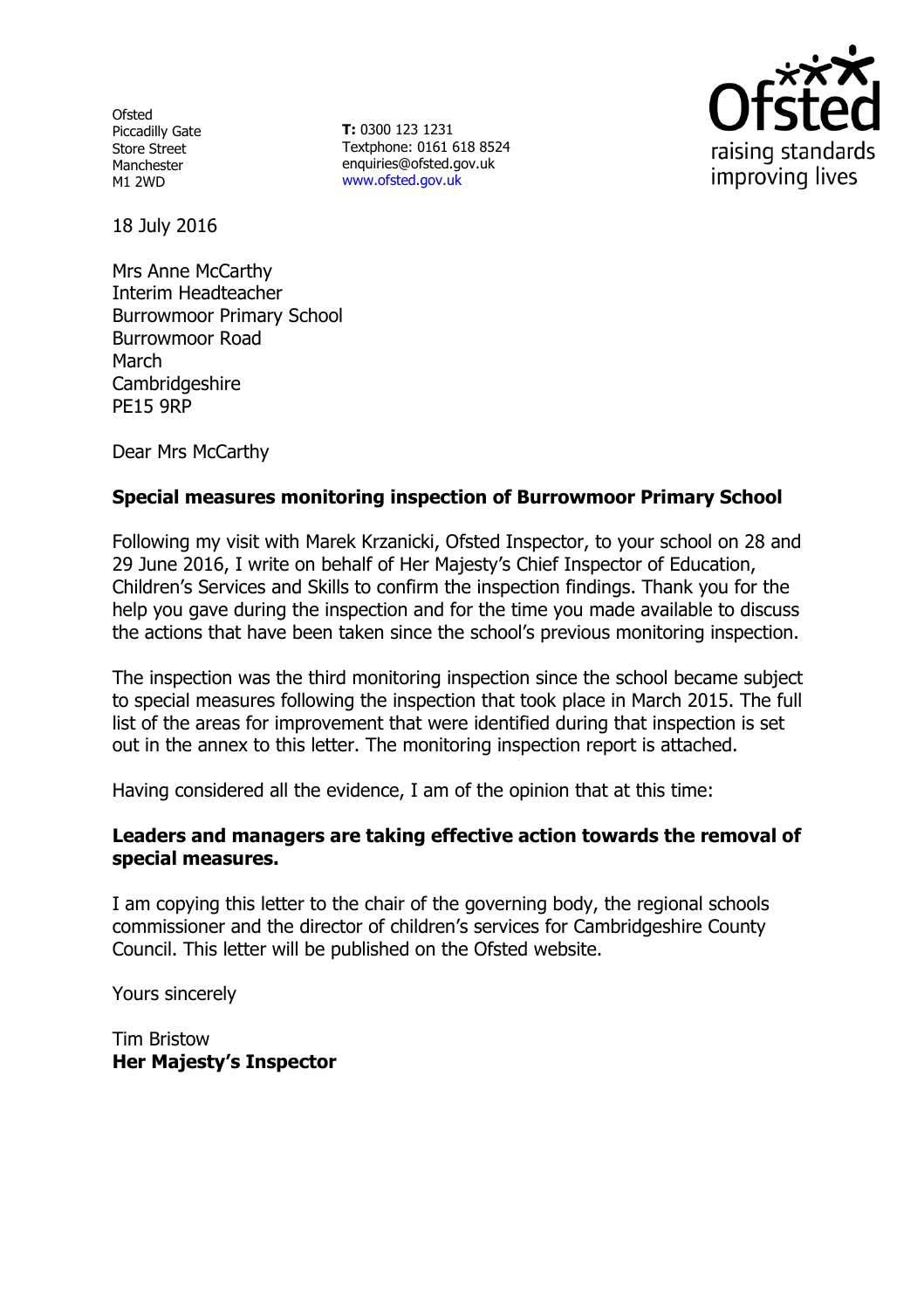Ofsted
Piccadilly Gate
Store Street
Manchester
M1 2WD

**T:** 0300 123 1231
Textphone: 0161 618 8524
enquiries@ofsted.gov.uk
www.ofsted.gov.uk

18 July 2016

Mrs Anne McCarthy
Interim Headteacher
Burrowmoor Primary School
Burrowmoor Road
March
Cambridgeshire
PE15 9RP

Dear Mrs McCarthy

**Special measures monitoring inspection of Burrowmoor Primary School**

Following my visit with Marek Krzanicki, Ofsted Inspector, to your school on 28 and 29 June 2016, I write on behalf of Her Majesty's Chief Inspector of Education, Children's Services and Skills to confirm the inspection findings. Thank you for the help you gave during the inspection and for the time you made available to discuss the actions that have been taken since the school's previous monitoring inspection.

The inspection was the third monitoring inspection since the school became subject to special measures following the inspection that took place in March 2015. The full list of the areas for improvement that were identified during that inspection is set out in the annex to this letter. The monitoring inspection report is attached.

Having considered all the evidence, I am of the opinion that at this time:

**Leaders and managers are taking effective action towards the removal of special measures.**

I am copying this letter to the chair of the governing body, the regional schools commissioner and the director of children's services for Cambridgeshire County Council. This letter will be published on the Ofsted website.

Yours sincerely

Tim Bristow
**Her Majesty's Inspector**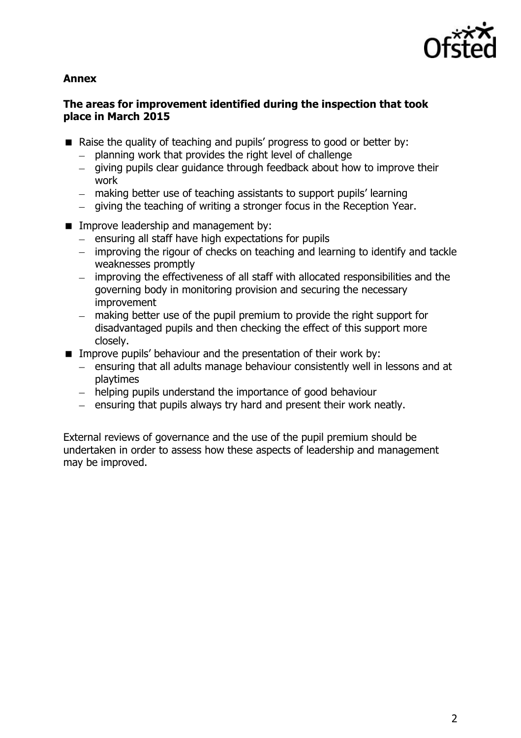**Annex**

**The areas for improvement identified during the inspection that took place in March 2015**

- Raise the quality of teaching and pupils' progress to good or better by:
  - planning work that provides the right level of challenge
  - giving pupils clear guidance through feedback about how to improve their work
  - making better use of teaching assistants to support pupils' learning
  - giving the teaching of writing a stronger focus in the Reception Year.
- Improve leadership and management by:
  - ensuring all staff have high expectations for pupils
  - improving the rigour of checks on teaching and learning to identify and tackle weaknesses promptly
  - improving the effectiveness of all staff with allocated responsibilities and the governing body in monitoring provision and securing the necessary improvement
  - making better use of the pupil premium to provide the right support for disadvantaged pupils and then checking the effect of this support more closely.
- Improve pupils' behaviour and the presentation of their work by:
  - ensuring that all adults manage behaviour consistently well in lessons and at playtimes
  - helping pupils understand the importance of good behaviour
  - ensuring that pupils always try hard and present their work neatly.

External reviews of governance and the use of the pupil premium should be undertaken in order to assess how these aspects of leadership and management may be improved.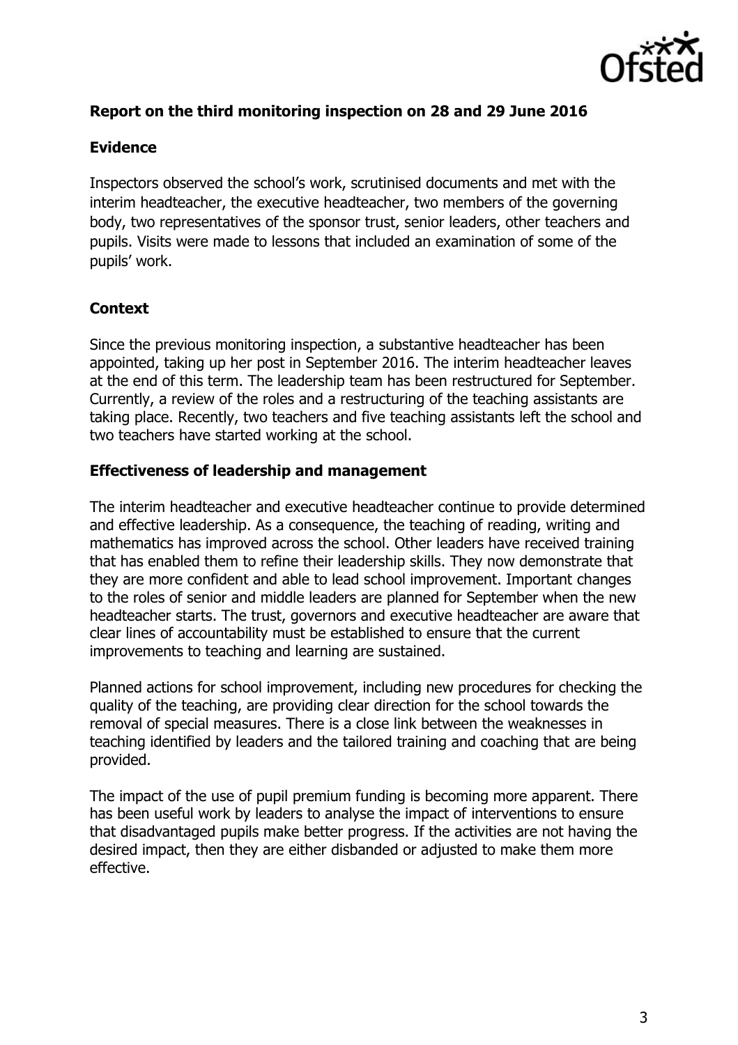## Report on the third monitoring inspection on 28 and 29 June 2016

### Evidence

Inspectors observed the school's work, scrutinised documents and met with the interim headteacher, the executive headteacher, two members of the governing body, two representatives of the sponsor trust, senior leaders, other teachers and pupils. Visits were made to lessons that included an examination of some of the pupils' work.

### Context

Since the previous monitoring inspection, a substantive headteacher has been appointed, taking up her post in September 2016. The interim headteacher leaves at the end of this term. The leadership team has been restructured for September. Currently, a review of the roles and a restructuring of the teaching assistants are taking place. Recently, two teachers and five teaching assistants left the school and two teachers have started working at the school.

### Effectiveness of leadership and management

The interim headteacher and executive headteacher continue to provide determined and effective leadership. As a consequence, the teaching of reading, writing and mathematics has improved across the school. Other leaders have received training that has enabled them to refine their leadership skills. They now demonstrate that they are more confident and able to lead school improvement. Important changes to the roles of senior and middle leaders are planned for September when the new headteacher starts. The trust, governors and executive headteacher are aware that clear lines of accountability must be established to ensure that the current improvements to teaching and learning are sustained.

Planned actions for school improvement, including new procedures for checking the quality of the teaching, are providing clear direction for the school towards the removal of special measures. There is a close link between the weaknesses in teaching identified by leaders and the tailored training and coaching that are being provided.

The impact of the use of pupil premium funding is becoming more apparent. There has been useful work by leaders to analyse the impact of interventions to ensure that disadvantaged pupils make better progress. If the activities are not having the desired impact, then they are either disbanded or adjusted to make them more effective.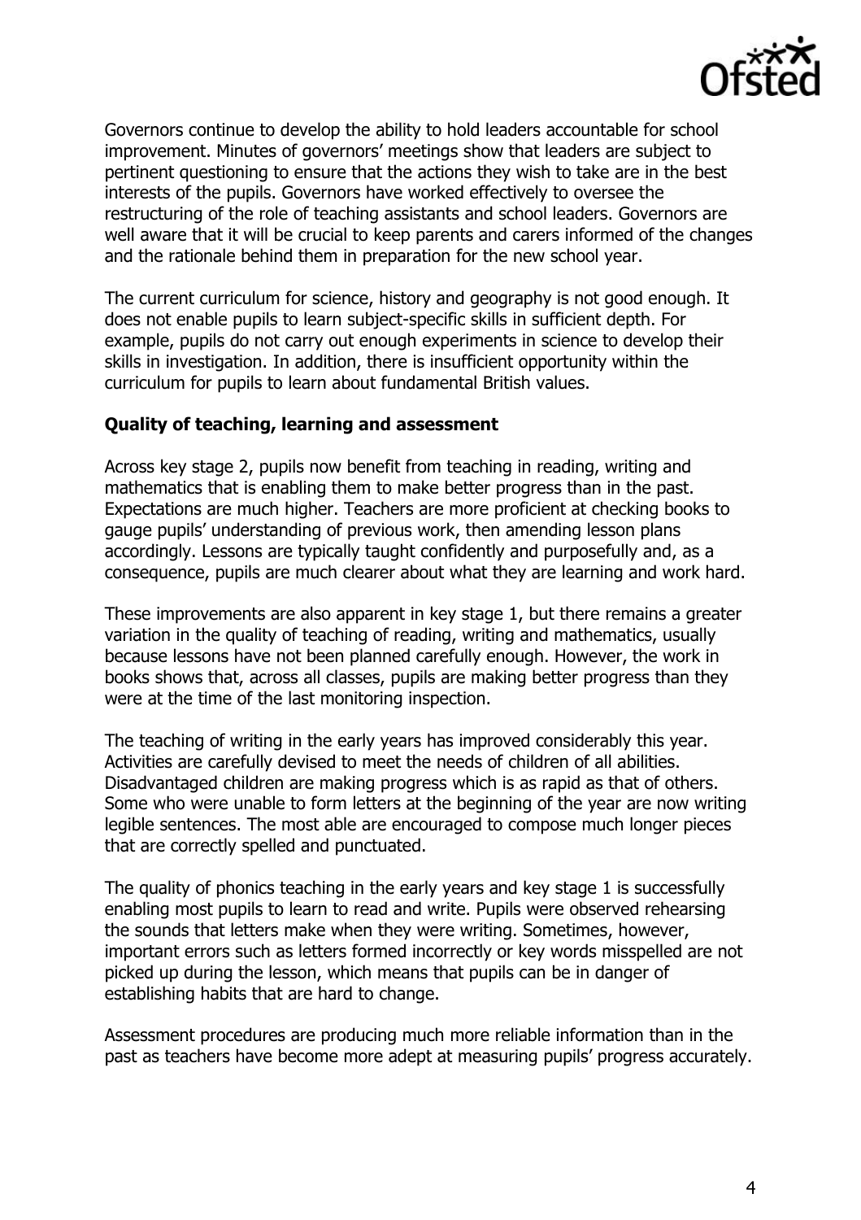Governors continue to develop the ability to hold leaders accountable for school improvement. Minutes of governors' meetings show that leaders are subject to pertinent questioning to ensure that the actions they wish to take are in the best interests of the pupils. Governors have worked effectively to oversee the restructuring of the role of teaching assistants and school leaders. Governors are well aware that it will be crucial to keep parents and carers informed of the changes and the rationale behind them in preparation for the new school year.

The current curriculum for science, history and geography is not good enough. It does not enable pupils to learn subject-specific skills in sufficient depth. For example, pupils do not carry out enough experiments in science to develop their skills in investigation. In addition, there is insufficient opportunity within the curriculum for pupils to learn about fundamental British values.

**Quality of teaching, learning and assessment**

Across key stage 2, pupils now benefit from teaching in reading, writing and mathematics that is enabling them to make better progress than in the past. Expectations are much higher. Teachers are more proficient at checking books to gauge pupils' understanding of previous work, then amending lesson plans accordingly. Lessons are typically taught confidently and purposefully and, as a consequence, pupils are much clearer about what they are learning and work hard.

These improvements are also apparent in key stage 1, but there remains a greater variation in the quality of teaching of reading, writing and mathematics, usually because lessons have not been planned carefully enough. However, the work in books shows that, across all classes, pupils are making better progress than they were at the time of the last monitoring inspection.

The teaching of writing in the early years has improved considerably this year. Activities are carefully devised to meet the needs of children of all abilities. Disadvantaged children are making progress which is as rapid as that of others. Some who were unable to form letters at the beginning of the year are now writing legible sentences. The most able are encouraged to compose much longer pieces that are correctly spelled and punctuated.

The quality of phonics teaching in the early years and key stage 1 is successfully enabling most pupils to learn to read and write. Pupils were observed rehearsing the sounds that letters make when they were writing. Sometimes, however, important errors such as letters formed incorrectly or key words misspelled are not picked up during the lesson, which means that pupils can be in danger of establishing habits that are hard to change.

Assessment procedures are producing much more reliable information than in the past as teachers have become more adept at measuring pupils' progress accurately.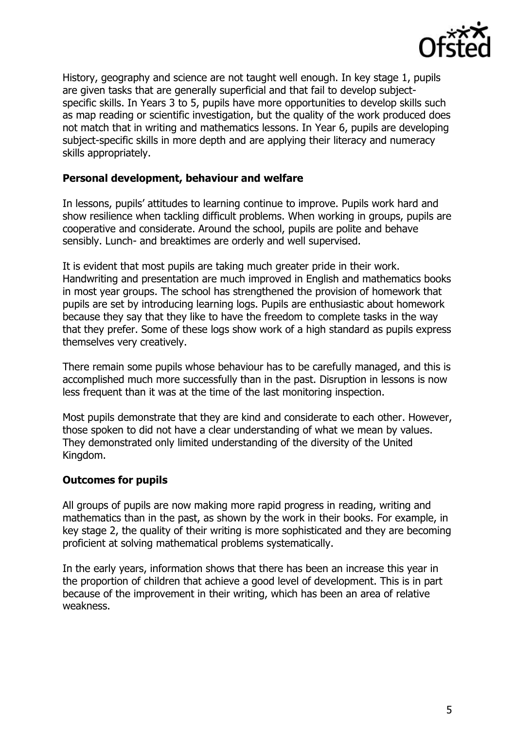History, geography and science are not taught well enough. In key stage 1, pupils are given tasks that are generally superficial and that fail to develop subject-specific skills. In Years 3 to 5, pupils have more opportunities to develop skills such as map reading or scientific investigation, but the quality of the work produced does not match that in writing and mathematics lessons. In Year 6, pupils are developing subject-specific skills in more depth and are applying their literacy and numeracy skills appropriately.

**Personal development, behaviour and welfare**

In lessons, pupils' attitudes to learning continue to improve. Pupils work hard and show resilience when tackling difficult problems. When working in groups, pupils are cooperative and considerate. Around the school, pupils are polite and behave sensibly. Lunch- and breaktimes are orderly and well supervised.

It is evident that most pupils are taking much greater pride in their work. Handwriting and presentation are much improved in English and mathematics books in most year groups. The school has strengthened the provision of homework that pupils are set by introducing learning logs. Pupils are enthusiastic about homework because they say that they like to have the freedom to complete tasks in the way that they prefer. Some of these logs show work of a high standard as pupils express themselves very creatively.

There remain some pupils whose behaviour has to be carefully managed, and this is accomplished much more successfully than in the past. Disruption in lessons is now less frequent than it was at the time of the last monitoring inspection.

Most pupils demonstrate that they are kind and considerate to each other. However, those spoken to did not have a clear understanding of what we mean by values. They demonstrated only limited understanding of the diversity of the United Kingdom.

**Outcomes for pupils**

All groups of pupils are now making more rapid progress in reading, writing and mathematics than in the past, as shown by the work in their books. For example, in key stage 2, the quality of their writing is more sophisticated and they are becoming proficient at solving mathematical problems systematically.

In the early years, information shows that there has been an increase this year in the proportion of children that achieve a good level of development. This is in part because of the improvement in their writing, which has been an area of relative weakness.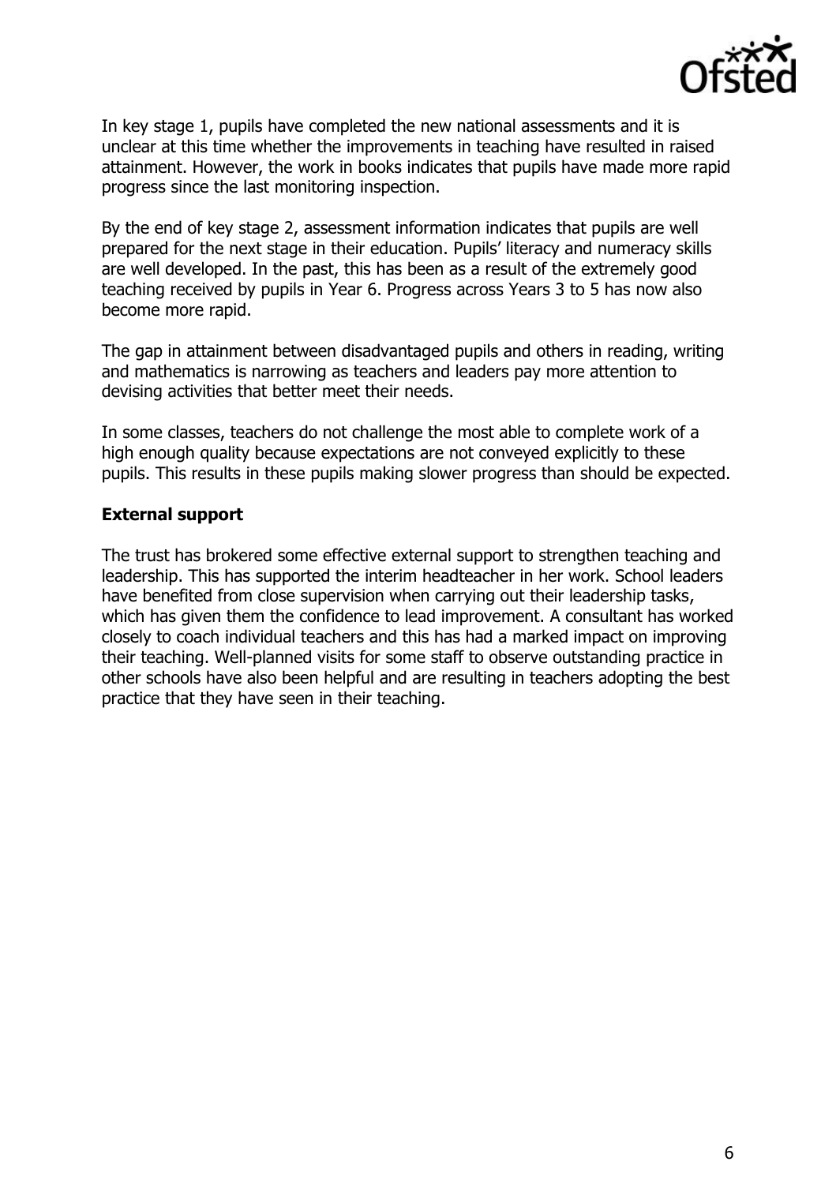In key stage 1, pupils have completed the new national assessments and it is unclear at this time whether the improvements in teaching have resulted in raised attainment. However, the work in books indicates that pupils have made more rapid progress since the last monitoring inspection.

By the end of key stage 2, assessment information indicates that pupils are well prepared for the next stage in their education. Pupils' literacy and numeracy skills are well developed. In the past, this has been as a result of the extremely good teaching received by pupils in Year 6. Progress across Years 3 to 5 has now also become more rapid.

The gap in attainment between disadvantaged pupils and others in reading, writing and mathematics is narrowing as teachers and leaders pay more attention to devising activities that better meet their needs.

In some classes, teachers do not challenge the most able to complete work of a high enough quality because expectations are not conveyed explicitly to these pupils. This results in these pupils making slower progress than should be expected.

**External support**

The trust has brokered some effective external support to strengthen teaching and leadership. This has supported the interim headteacher in her work. School leaders have benefited from close supervision when carrying out their leadership tasks, which has given them the confidence to lead improvement. A consultant has worked closely to coach individual teachers and this has had a marked impact on improving their teaching. Well-planned visits for some staff to observe outstanding practice in other schools have also been helpful and are resulting in teachers adopting the best practice that they have seen in their teaching.